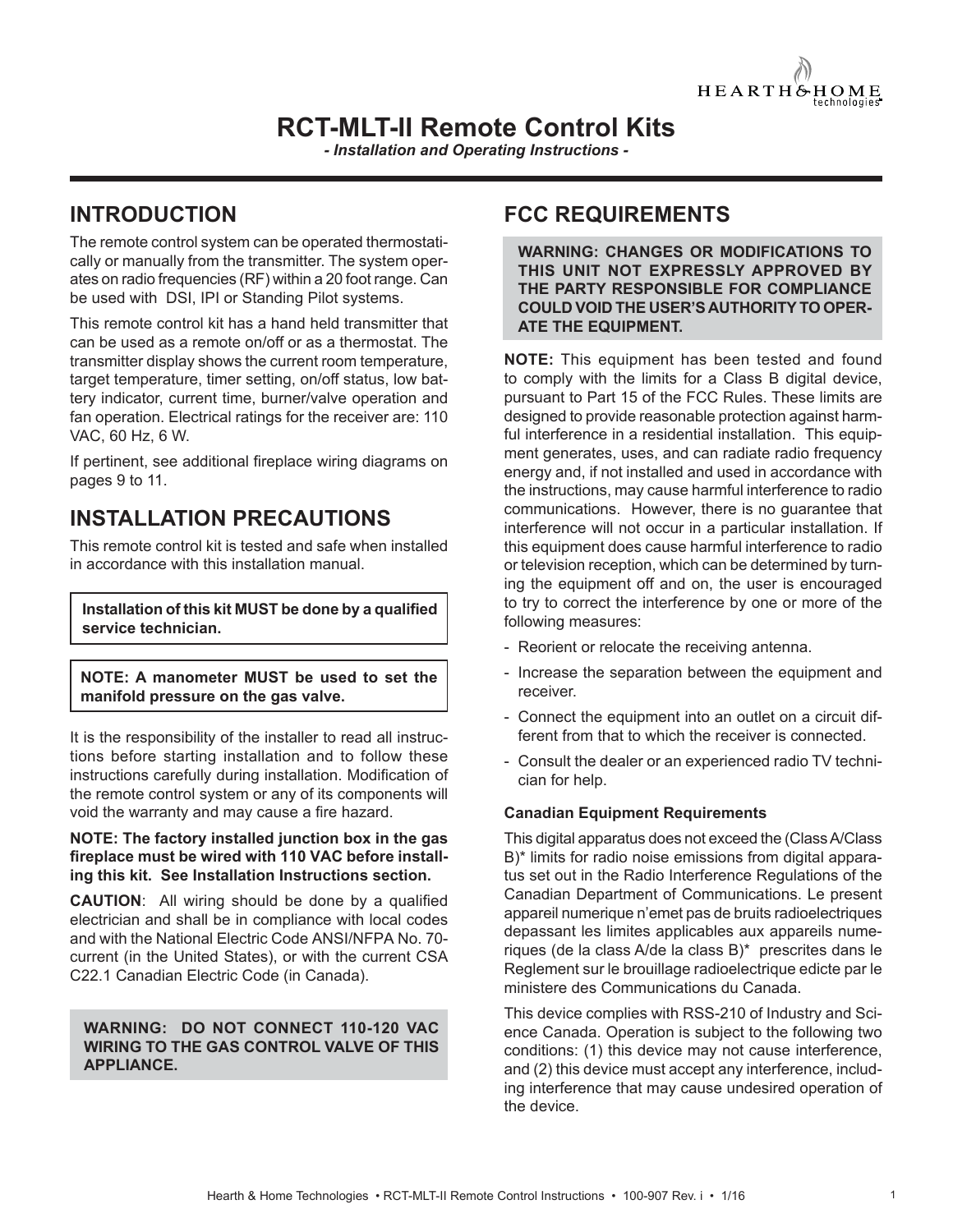# RCT-MLT-II Remote Control Kits

*- Installation and Operating Instructions -*

## INTRODUCTION

The remote control system can be operated thermostatically or manually from the transmitter. The system operates on radio frequencies (RF) within a 20 foot range. Can be used with DSI, IPI or Standing Pilot systems.

This remote control kit has a hand held transmitter that can be used as a remote on/off or as a thermostat. The transmitter display shows the current room temperature, target temperature, timer setting, on/off status, low battery indicator, current time, burner/valve operation and fan operation. Electrical ratings for the receiver are: 110 VAC, 60 Hz, 6 W.

If pertinent, see additional fireplace wiring diagrams on pages 9 to 11.

## INSTALLATION PRECAUTIONS

This remote control kit is tested and safe when installed in accordance with this installation manual.

**Installation of this kit MUST be done by a qualified service technician.**

**NOTE: A manometer MUST be used to set the manifold pressure on the gas valve.**

It is the responsibility of the installer to read all instructions before starting installation and to follow these instructions carefully during installation. Modification of the remote control system or any of its components will void the warranty and may cause a fire hazard.

**NOTE: The factory installed junction box in the gas fireplace must be wired with 110 VAC before installing this kit. See Installation Instructions section.**

**CAUTION**: All wiring should be done by a qualified electrician and shall be in compliance with local codes and with the National Electric Code ANSI/NFPA No. 70-current (in the United States), or with the current CSA C22.1 Canadian Electric Code (in Canada).

**WARNING: DO NOT CONNECT 110-120 VAC WIRING TO THE GAS CONTROL VALVE OF THIS APPLIANCE.**

## FCC REQUIREMENTS

**WARNING: CHANGES OR MODIFICATIONS TO THIS UNIT NOT EXPRESSLY APPROVED BY THE PARTY RESPONSIBLE FOR COMPLIANCE COULD VOID THE USER'S AUTHORITY TO OPERATE THE EQUIPMENT.**

**NOTE:** This equipment has been tested and found to comply with the limits for a Class B digital device, pursuant to Part 15 of the FCC Rules. These limits are designed to provide reasonable protection against harmful interference in a residential installation. This equipment generates, uses, and can radiate radio frequency energy and, if not installed and used in accordance with the instructions, may cause harmful interference to radio communications. However, there is no guarantee that interference will not occur in a particular installation. If this equipment does cause harmful interference to radio or television reception, which can be determined by turning the equipment off and on, the user is encouraged to try to correct the interference by one or more of the following measures:

- Reorient or relocate the receiving antenna.
- Increase the separation between the equipment and receiver.
- Connect the equipment into an outlet on a circuit different from that to which the receiver is connected.
- Consult the dealer or an experienced radio TV technician for help.

### Canadian Equipment Requirements

This digital apparatus does not exceed the (Class A/Class B)* limits for radio noise emissions from digital apparatus set out in the Radio Interference Regulations of the Canadian Department of Communications. Le present appareil numerique n'emet pas de bruits radioelectriques depassant les limites applicables aux appareils numeriques (de la class A/de la class B)* prescrites dans le Reglement sur le brouillage radioelectrique edicte par le ministere des Communications du Canada.

This device complies with RSS-210 of Industry and Science Canada. Operation is subject to the following two conditions: (1) this device may not cause interference, and (2) this device must accept any interference, including interference that may cause undesired operation of the device.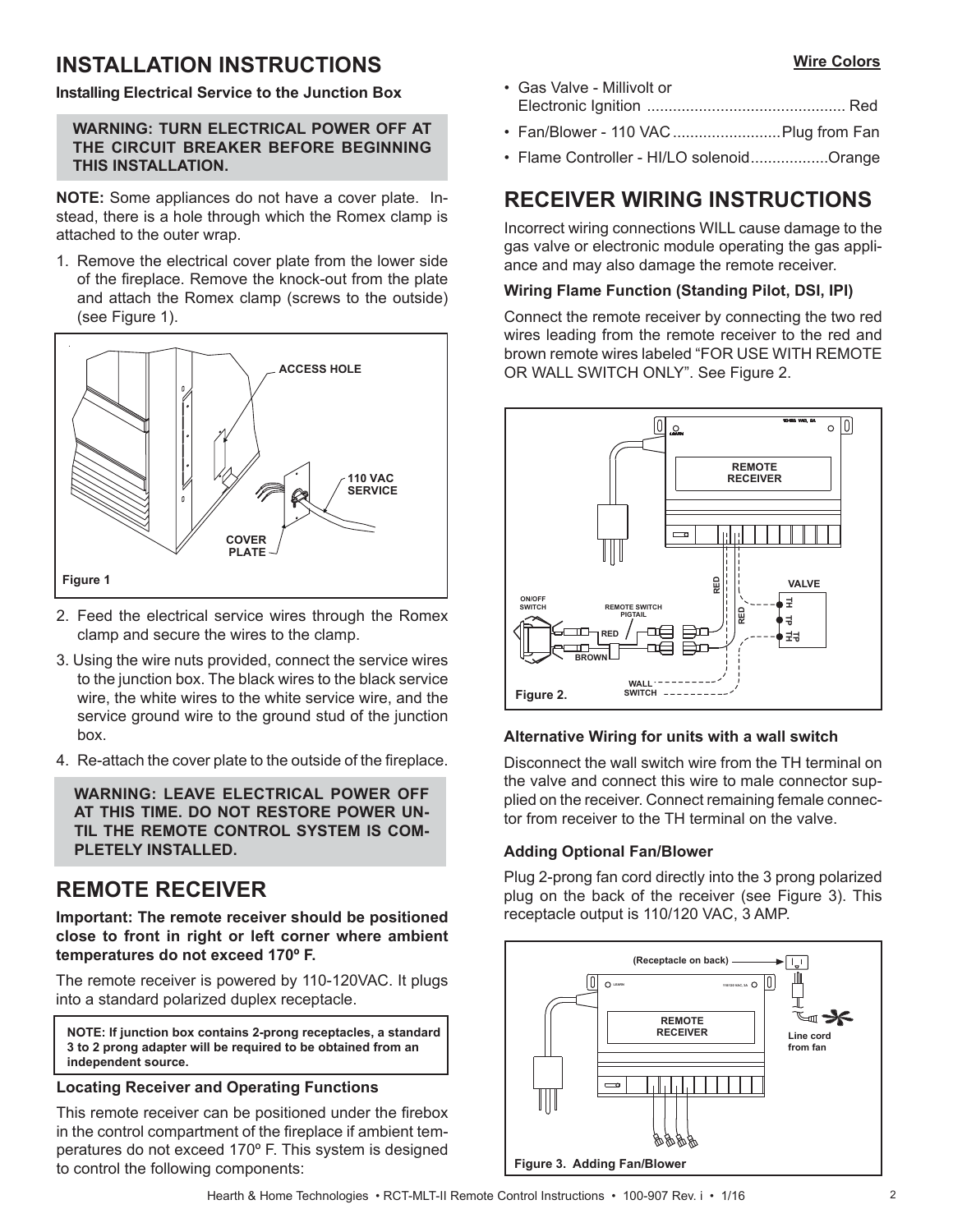## INSTALLATION INSTRUCTIONS

### Installing Electrical Service to the Junction Box

**WARNING: TURN ELECTRICAL POWER OFF AT THE CIRCUIT BREAKER BEFORE BEGINNING THIS INSTALLATION.**

**NOTE:** Some appliances do not have a cover plate. Instead, there is a hole through which the Romex clamp is attached to the outer wrap.

1. Remove the electrical cover plate from the lower side of the fireplace. Remove the knock-out from the plate and attach the Romex clamp (screws to the outside) (see Figure 1).

Figure 1

2. Feed the electrical service wires through the Romex clamp and secure the wires to the clamp.
3. Using the wire nuts provided, connect the service wires to the junction box. The black wires to the black service wire, the white wires to the white service wire, and the service ground wire to the ground stud of the junction box.
4. Re-attach the cover plate to the outside of the fireplace.

**WARNING: LEAVE ELECTRICAL POWER OFF AT THIS TIME. DO NOT RESTORE POWER UNTIL THE REMOTE CONTROL SYSTEM IS COMPLETELY INSTALLED.**

## REMOTE RECEIVER

**Important: The remote receiver should be positioned close to front in right or left corner where ambient temperatures do not exceed 170º F.**

The remote receiver is powered by 110-120VAC. It plugs into a standard polarized duplex receptacle.

**NOTE: If junction box contains 2-prong receptacles, a standard 3 to 2 prong adapter will be required to be obtained from an independent source.**

### Locating Receiver and Operating Functions

This remote receiver can be positioned under the firebox in the control compartment of the fireplace if ambient temperatures do not exceed 170º F. This system is designed to control the following components:

**Wire Colors**

- Gas Valve - Millivolt or Electronic Ignition .............................................. Red
- Fan/Blower - 110 VAC ......................... Plug from Fan
- Flame Controller - HI/LO solenoid.................. Orange

## RECEIVER WIRING INSTRUCTIONS

Incorrect wiring connections WILL cause damage to the gas valve or electronic module operating the gas appliance and may also damage the remote receiver.

### Wiring Flame Function (Standing Pilot, DSI, IPI)

Connect the remote receiver by connecting the two red wires leading from the remote receiver to the red and brown remote wires labeled "FOR USE WITH REMOTE OR WALL SWITCH ONLY". See Figure 2.

Figure 2.

### Alternative Wiring for units with a wall switch

Disconnect the wall switch wire from the TH terminal on the valve and connect this wire to male connector supplied on the receiver. Connect remaining female connector from receiver to the TH terminal on the valve.

### Adding Optional Fan/Blower

Plug 2-prong fan cord directly into the 3 prong polarized plug on the back of the receiver (see Figure 3). This receptacle output is 110/120 VAC, 3 AMP.

Figure 3. Adding Fan/Blower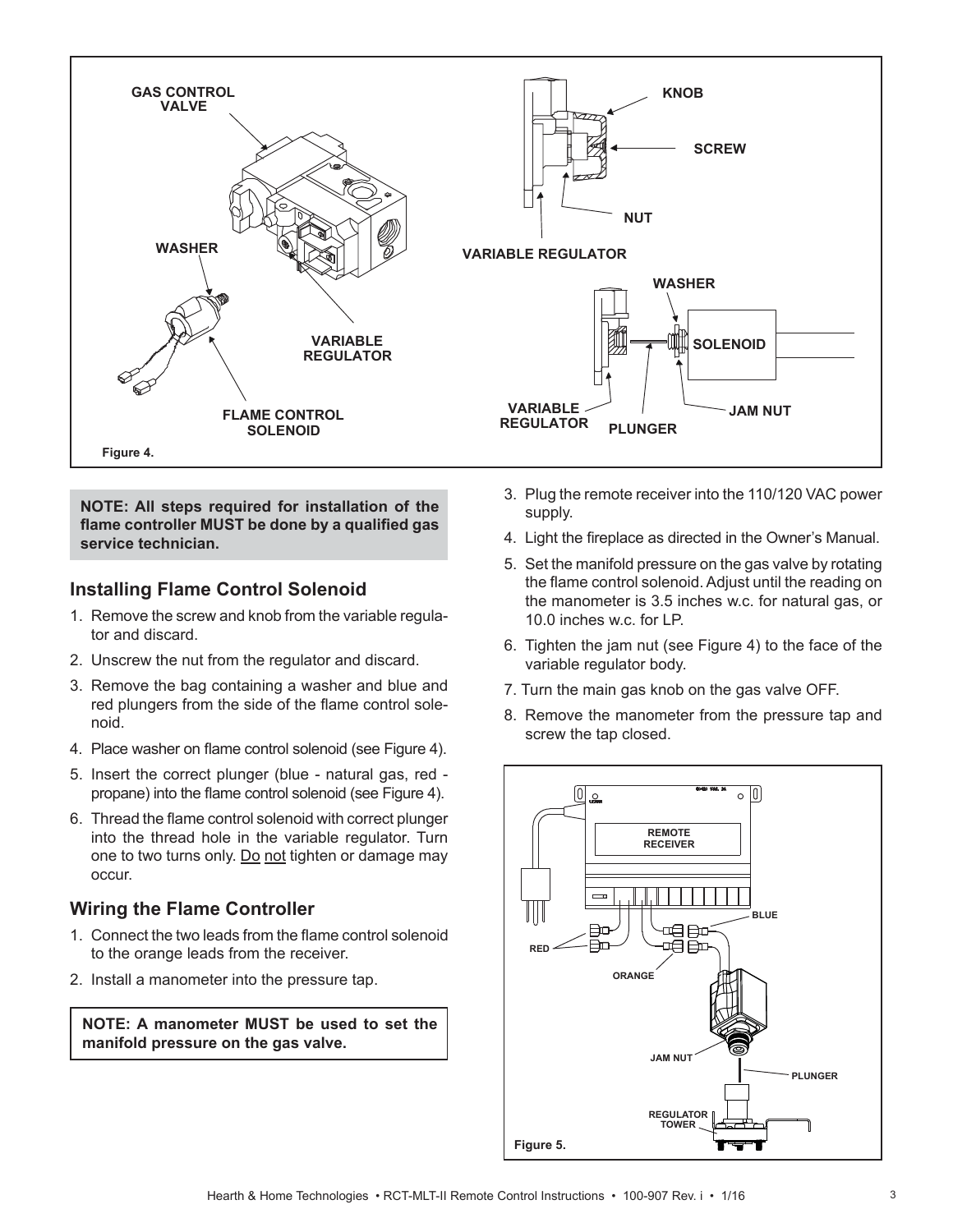Figure 4.

**NOTE: All steps required for installation of the flame controller MUST be done by a qualified gas service technician.**

## Installing Flame Control Solenoid

1. Remove the screw and knob from the variable regulator and discard.
2. Unscrew the nut from the regulator and discard.
3. Remove the bag containing a washer and blue and red plungers from the side of the flame control solenoid.
4. Place washer on flame control solenoid (see Figure 4).
5. Insert the correct plunger (blue - natural gas, red - propane) into the flame control solenoid (see Figure 4).
6. Thread the flame control solenoid with correct plunger into the thread hole in the variable regulator. Turn one to two turns only. Do not tighten or damage may occur.

## Wiring the Flame Controller

1. Connect the two leads from the flame control solenoid to the orange leads from the receiver.
2. Install a manometer into the pressure tap.

**NOTE: A manometer MUST be used to set the manifold pressure on the gas valve.**

3. Plug the remote receiver into the 110/120 VAC power supply.
4. Light the fireplace as directed in the Owner's Manual.
5. Set the manifold pressure on the gas valve by rotating the flame control solenoid. Adjust until the reading on the manometer is 3.5 inches w.c. for natural gas, or 10.0 inches w.c. for LP.
6. Tighten the jam nut (see Figure 4) to the face of the variable regulator body.
7. Turn the main gas knob on the gas valve OFF.
8. Remove the manometer from the pressure tap and screw the tap closed.

Figure 5.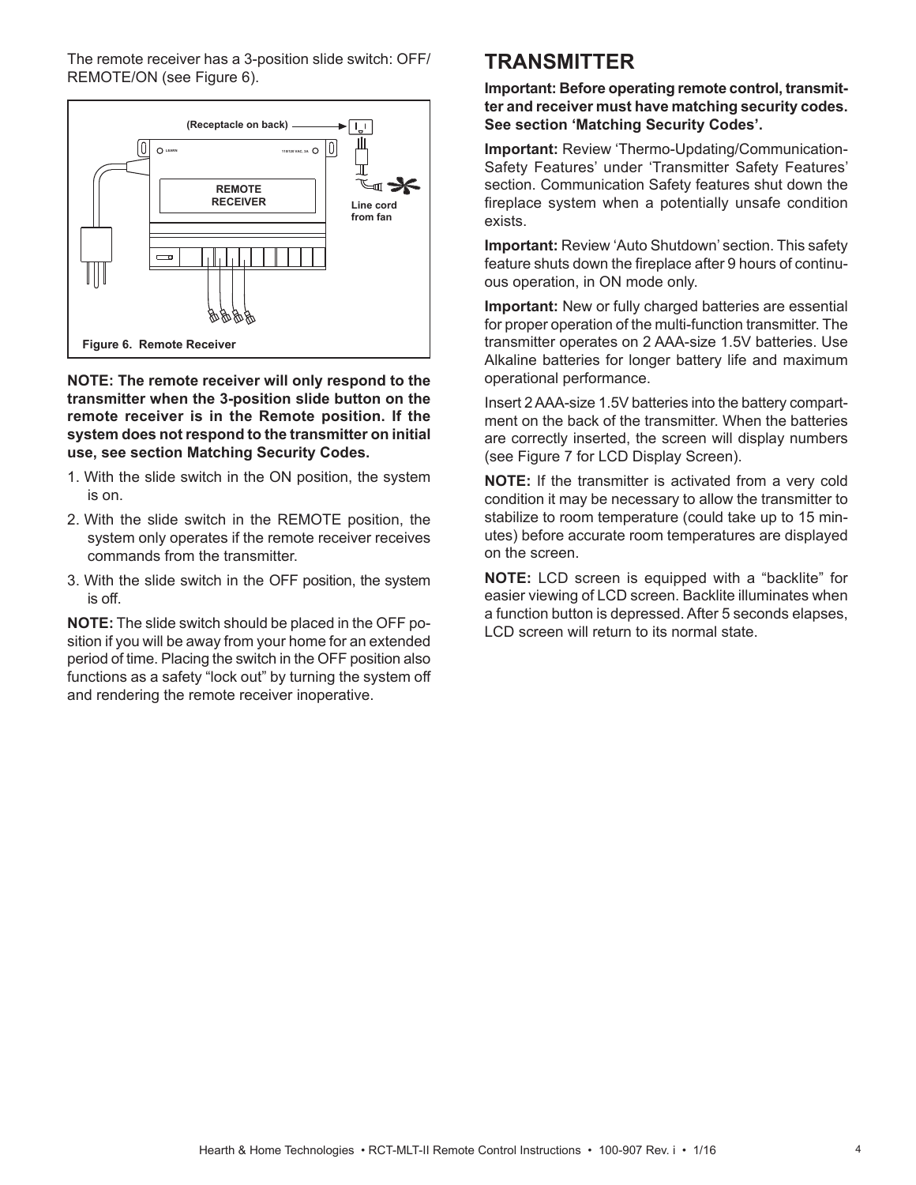The remote receiver has a 3-position slide switch: OFF/REMOTE/ON (see Figure 6).

Figure 6. Remote Receiver

**NOTE: The remote receiver will only respond to the transmitter when the 3-position slide button on the remote receiver is in the Remote position. If the system does not respond to the transmitter on initial use, see section Matching Security Codes.**

1. With the slide switch in the ON position, the system is on.
2. With the slide switch in the REMOTE position, the system only operates if the remote receiver receives commands from the transmitter.
3. With the slide switch in the OFF position, the system is off.

**NOTE:** The slide switch should be placed in the OFF position if you will be away from your home for an extended period of time. Placing the switch in the OFF position also functions as a safety “lock out” by turning the system off and rendering the remote receiver inoperative.

# TRANSMITTER

**Important: Before operating remote control, transmitter and receiver must have matching security codes. See section ‘Matching Security Codes’.**

**Important:** Review ‘Thermo-Updating/Communication-Safety Features’ under ‘Transmitter Safety Features’ section. Communication Safety features shut down the fireplace system when a potentially unsafe condition exists.

**Important:** Review ‘Auto Shutdown’ section. This safety feature shuts down the fireplace after 9 hours of continuous operation, in ON mode only.

**Important:** New or fully charged batteries are essential for proper operation of the multi-function transmitter. The transmitter operates on 2 AAA-size 1.5V batteries. Use Alkaline batteries for longer battery life and maximum operational performance.

Insert 2 AAA-size 1.5V batteries into the battery compartment on the back of the transmitter. When the batteries are correctly inserted, the screen will display numbers (see Figure 7 for LCD Display Screen).

**NOTE:** If the transmitter is activated from a very cold condition it may be necessary to allow the transmitter to stabilize to room temperature (could take up to 15 minutes) before accurate room temperatures are displayed on the screen.

**NOTE:** LCD screen is equipped with a “backlite” for easier viewing of LCD screen. Backlite illuminates when a function button is depressed. After 5 seconds elapses, LCD screen will return to its normal state.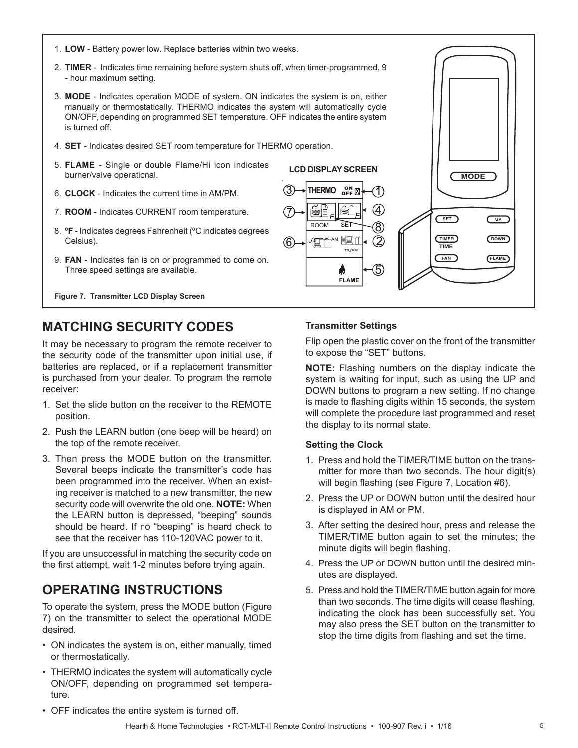1. **LOW** - Battery power low. Replace batteries within two weeks.
2. **TIMER** - Indicates time remaining before system shuts off, when timer-programmed, 9 - hour maximum setting.
3. **MODE** - Indicates operation MODE of system. ON indicates the system is on, either manually or thermostatically. THERMO indicates the system will automatically cycle ON/OFF, depending on programmed SET temperature. OFF indicates the entire system is turned off.
4. **SET** - Indicates desired SET room temperature for THERMO operation.
5. **FLAME** - Single or double Flame/Hi icon indicates burner/valve operational.
6. **CLOCK** - Indicates the current time in AM/PM.
7. **ROOM** - Indicates CURRENT room temperature.
8. **ºF** - Indicates degrees Fahrenheit (ºC indicates degrees Celsius).
9. **FAN** - Indicates fan is on or programmed to come on. Three speed settings are available.

**LCD DISPLAY SCREEN**

**Figure 7. Transmitter LCD Display Screen**

## MATCHING SECURITY CODES

It may be necessary to program the remote receiver to the security code of the transmitter upon initial use, if batteries are replaced, or if a replacement transmitter is purchased from your dealer. To program the remote receiver:

1. Set the slide button on the receiver to the REMOTE position.
2. Push the LEARN button (one beep will be heard) on the top of the remote receiver.
3. Then press the MODE button on the transmitter. Several beeps indicate the transmitter's code has been programmed into the receiver. When an existing receiver is matched to a new transmitter, the new security code will overwrite the old one. **NOTE:** When the LEARN button is depressed, "beeping" sounds should be heard. If no "beeping" is heard check to see that the receiver has 110-120VAC power to it.

If you are unsuccessful in matching the security code on the first attempt, wait 1-2 minutes before trying again.

## OPERATING INSTRUCTIONS

To operate the system, press the MODE button (Figure 7) on the transmitter to select the operational MODE desired.

- ON indicates the system is on, either manually, timed or thermostatically.
- THERMO indicates the system will automatically cycle ON/OFF, depending on programmed set temperature.
- OFF indicates the entire system is turned off.

### Transmitter Settings

Flip open the plastic cover on the front of the transmitter to expose the "SET" buttons.

**NOTE:** Flashing numbers on the display indicate the system is waiting for input, such as using the UP and DOWN buttons to program a new setting. If no change is made to flashing digits within 15 seconds, the system will complete the procedure last programmed and reset the display to its normal state.

### Setting the Clock

1. Press and hold the TIMER/TIME button on the transmitter for more than two seconds. The hour digit(s) will begin flashing (see Figure 7, Location #6).
2. Press the UP or DOWN button until the desired hour is displayed in AM or PM.
3. After setting the desired hour, press and release the TIMER/TIME button again to set the minutes; the minute digits will begin flashing.
4. Press the UP or DOWN button until the desired minutes are displayed.
5. Press and hold the TIMER/TIME button again for more than two seconds. The time digits will cease flashing, indicating the clock has been successfully set. You may also press the SET button on the transmitter to stop the time digits from flashing and set the time.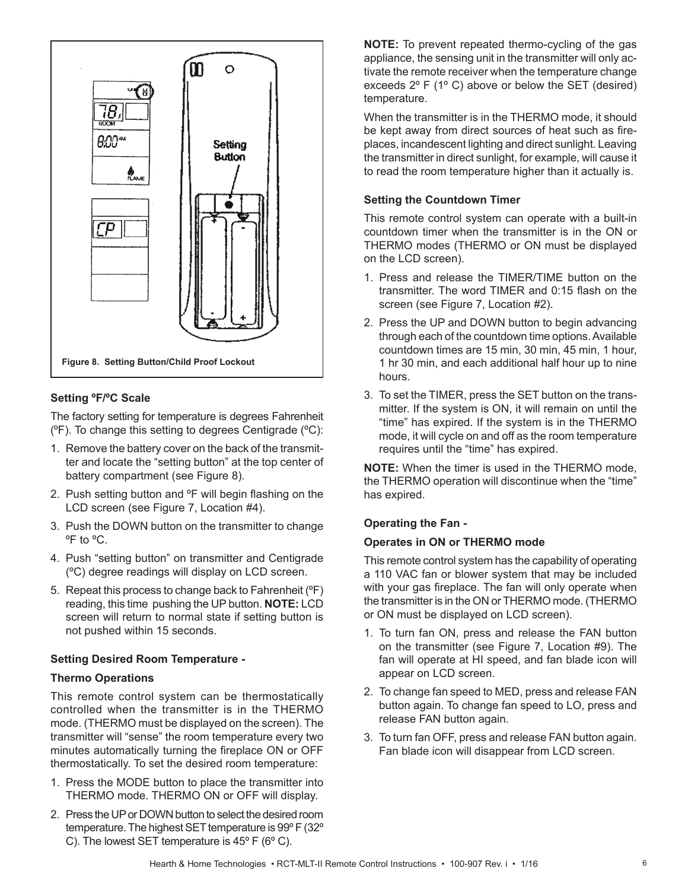Figure 8. Setting Button/Child Proof Lockout

### Setting ºF/ºC Scale

The factory setting for temperature is degrees Fahrenheit (ºF). To change this setting to degrees Centigrade (ºC):

1. Remove the battery cover on the back of the transmitter and locate the "setting button" at the top center of battery compartment (see Figure 8).
2. Push setting button and ºF will begin flashing on the LCD screen (see Figure 7, Location #4).
3. Push the DOWN button on the transmitter to change ºF to ºC.
4. Push "setting button" on transmitter and Centigrade (ºC) degree readings will display on LCD screen.
5. Repeat this process to change back to Fahrenheit (ºF) reading, this time pushing the UP button. **NOTE:** LCD screen will return to normal state if setting button is not pushed within 15 seconds.

### Setting Desired Room Temperature -

### Thermo Operations

This remote control system can be thermostatically controlled when the transmitter is in the THERMO mode. (THERMO must be displayed on the screen). The transmitter will "sense" the room temperature every two minutes automatically turning the fireplace ON or OFF thermostatically. To set the desired room temperature:

1. Press the MODE button to place the transmitter into THERMO mode. THERMO ON or OFF will display.
2. Press the UP or DOWN button to select the desired room temperature. The highest SET temperature is 99º F (32º C). The lowest SET temperature is 45º F (6º C).

**NOTE:** To prevent repeated thermo-cycling of the gas appliance, the sensing unit in the transmitter will only activate the remote receiver when the temperature change exceeds 2º F (1º C) above or below the SET (desired) temperature.

When the transmitter is in the THERMO mode, it should be kept away from direct sources of heat such as fireplaces, incandescent lighting and direct sunlight. Leaving the transmitter in direct sunlight, for example, will cause it to read the room temperature higher than it actually is.

### Setting the Countdown Timer

This remote control system can operate with a built-in countdown timer when the transmitter is in the ON or THERMO modes (THERMO or ON must be displayed on the LCD screen).

1. Press and release the TIMER/TIME button on the transmitter. The word TIMER and 0:15 flash on the screen (see Figure 7, Location #2).
2. Press the UP and DOWN button to begin advancing through each of the countdown time options. Available countdown times are 15 min, 30 min, 45 min, 1 hour, 1 hr 30 min, and each additional half hour up to nine hours.
3. To set the TIMER, press the SET button on the transmitter. If the system is ON, it will remain on until the "time" has expired. If the system is in the THERMO mode, it will cycle on and off as the room temperature requires until the "time" has expired.

**NOTE:** When the timer is used in the THERMO mode, the THERMO operation will discontinue when the "time" has expired.

### Operating the Fan -

### Operates in ON or THERMO mode

This remote control system has the capability of operating a 110 VAC fan or blower system that may be included with your gas fireplace. The fan will only operate when the transmitter is in the ON or THERMO mode. (THERMO or ON must be displayed on LCD screen).

1. To turn fan ON, press and release the FAN button on the transmitter (see Figure 7, Location #9). The fan will operate at HI speed, and fan blade icon will appear on LCD screen.
2. To change fan speed to MED, press and release FAN button again. To change fan speed to LO, press and release FAN button again.
3. To turn fan OFF, press and release FAN button again. Fan blade icon will disappear from LCD screen.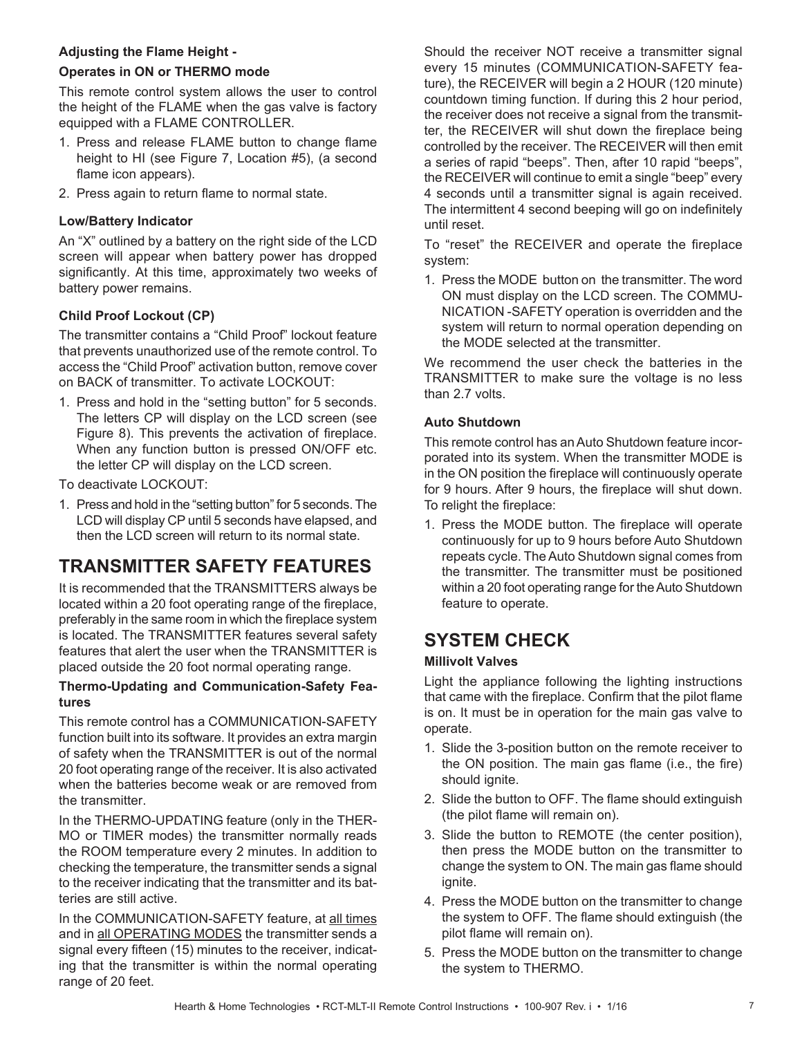**Adjusting the Flame Height -**

**Operates in ON or THERMO mode**

This remote control system allows the user to control the height of the FLAME when the gas valve is factory equipped with a FLAME CONTROLLER.

1. Press and release FLAME button to change flame height to HI (see Figure 7, Location #5), (a second flame icon appears).
2. Press again to return flame to normal state.

### Low/Battery Indicator

An "X" outlined by a battery on the right side of the LCD screen will appear when battery power has dropped significantly. At this time, approximately two weeks of battery power remains.

### Child Proof Lockout (CP)

The transmitter contains a "Child Proof" lockout feature that prevents unauthorized use of the remote control. To access the "Child Proof" activation button, remove cover on BACK of transmitter. To activate LOCKOUT:

1. Press and hold in the "setting button" for 5 seconds. The letters CP will display on the LCD screen (see Figure 8). This prevents the activation of fireplace. When any function button is pressed ON/OFF etc. the letter CP will display on the LCD screen.

To deactivate LOCKOUT:

1. Press and hold in the "setting button" for 5 seconds. The LCD will display CP until 5 seconds have elapsed, and then the LCD screen will return to its normal state.

## TRANSMITTER SAFETY FEATURES

It is recommended that the TRANSMITTERS always be located within a 20 foot operating range of the fireplace, preferably in the same room in which the fireplace system is located. The TRANSMITTER features several safety features that alert the user when the TRANSMITTER is placed outside the 20 foot normal operating range.

### Thermo-Updating and Communication-Safety Features

This remote control has a COMMUNICATION-SAFETY function built into its software. It provides an extra margin of safety when the TRANSMITTER is out of the normal 20 foot operating range of the receiver. It is also activated when the batteries become weak or are removed from the transmitter.

In the THERMO-UPDATING feature (only in the THERMO or TIMER modes) the transmitter normally reads the ROOM temperature every 2 minutes. In addition to checking the temperature, the transmitter sends a signal to the receiver indicating that the transmitter and its batteries are still active.

In the COMMUNICATION-SAFETY feature, at all times and in all OPERATING MODES the transmitter sends a signal every fifteen (15) minutes to the receiver, indicating that the transmitter is within the normal operating range of 20 feet.

Should the receiver NOT receive a transmitter signal every 15 minutes (COMMUNICATION-SAFETY feature), the RECEIVER will begin a 2 HOUR (120 minute) countdown timing function. If during this 2 hour period, the receiver does not receive a signal from the transmitter, the RECEIVER will shut down the fireplace being controlled by the receiver. The RECEIVER will then emit a series of rapid "beeps". Then, after 10 rapid "beeps", the RECEIVER will continue to emit a single "beep" every 4 seconds until a transmitter signal is again received. The intermittent 4 second beeping will go on indefinitely until reset.

To "reset" the RECEIVER and operate the fireplace system:

1. Press the MODE button on the transmitter. The word ON must display on the LCD screen. The COMMUNICATION -SAFETY operation is overridden and the system will return to normal operation depending on the MODE selected at the transmitter.

We recommend the user check the batteries in the TRANSMITTER to make sure the voltage is no less than 2.7 volts.

### Auto Shutdown

This remote control has an Auto Shutdown feature incorporated into its system. When the transmitter MODE is in the ON position the fireplace will continuously operate for 9 hours. After 9 hours, the fireplace will shut down. To relight the fireplace:

1. Press the MODE button. The fireplace will operate continuously for up to 9 hours before Auto Shutdown repeats cycle. The Auto Shutdown signal comes from the transmitter. The transmitter must be positioned within a 20 foot operating range for the Auto Shutdown feature to operate.

## SYSTEM CHECK

### Millivolt Valves

Light the appliance following the lighting instructions that came with the fireplace. Confirm that the pilot flame is on. It must be in operation for the main gas valve to operate.

1. Slide the 3-position button on the remote receiver to the ON position. The main gas flame (i.e., the fire) should ignite.
2. Slide the button to OFF. The flame should extinguish (the pilot flame will remain on).
3. Slide the button to REMOTE (the center position), then press the MODE button on the transmitter to change the system to ON. The main gas flame should ignite.
4. Press the MODE button on the transmitter to change the system to OFF. The flame should extinguish (the pilot flame will remain on).
5. Press the MODE button on the transmitter to change the system to THERMO.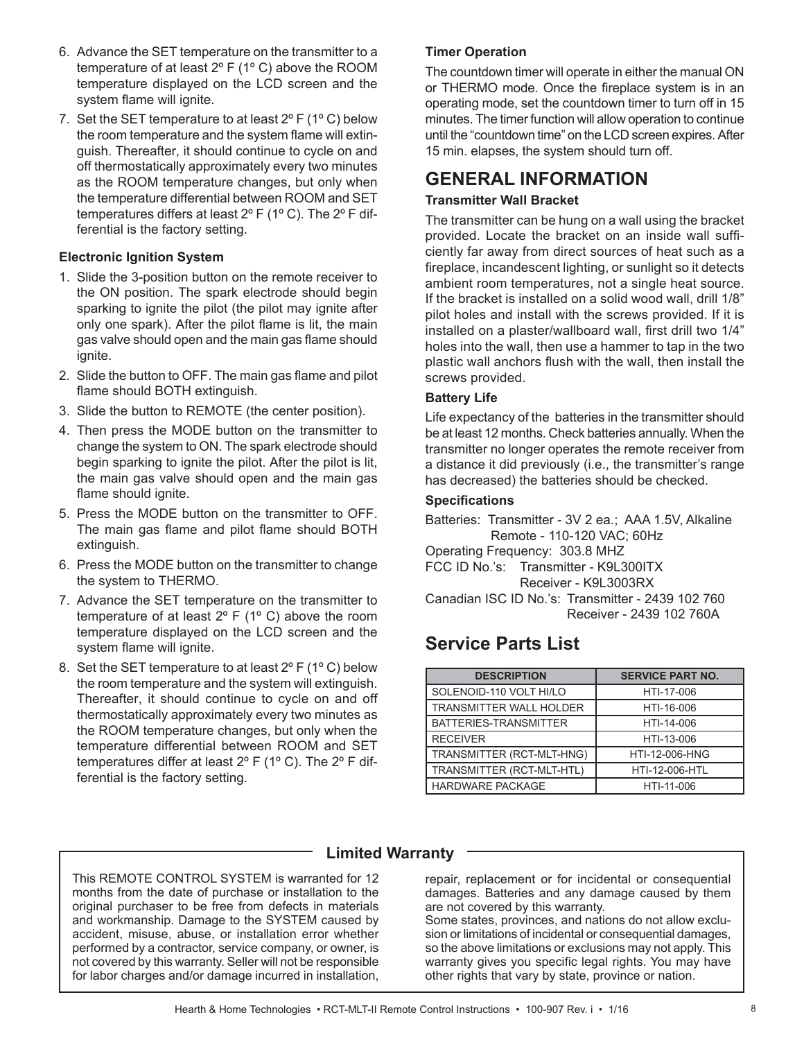6. Advance the SET temperature on the transmitter to a temperature of at least 2º F (1º C) above the ROOM temperature displayed on the LCD screen and the system flame will ignite.
7. Set the SET temperature to at least 2º F (1º C) below the room temperature and the system flame will extinguish. Thereafter, it should continue to cycle on and off thermostatically approximately every two minutes as the ROOM temperature changes, but only when the temperature differential between ROOM and SET temperatures differs at least 2º F (1º C). The 2º F differential is the factory setting.

**Electronic Ignition System**

1. Slide the 3-position button on the remote receiver to the ON position. The spark electrode should begin sparking to ignite the pilot (the pilot may ignite after only one spark). After the pilot flame is lit, the main gas valve should open and the main gas flame should ignite.
2. Slide the button to OFF. The main gas flame and pilot flame should BOTH extinguish.
3. Slide the button to REMOTE (the center position).
4. Then press the MODE button on the transmitter to change the system to ON. The spark electrode should begin sparking to ignite the pilot. After the pilot is lit, the main gas valve should open and the main gas flame should ignite.
5. Press the MODE button on the transmitter to OFF. The main gas flame and pilot flame should BOTH extinguish.
6. Press the MODE button on the transmitter to change the system to THERMO.
7. Advance the SET temperature on the transmitter to temperature of at least 2º F (1º C) above the room temperature displayed on the LCD screen and the system flame will ignite.
8. Set the SET temperature to at least 2º F (1º C) below the room temperature and the system will extinguish. Thereafter, it should continue to cycle on and off thermostatically approximately every two minutes as the ROOM temperature changes, but only when the temperature differential between ROOM and SET temperatures differ at least 2º F (1º C). The 2º F differential is the factory setting.

**Timer Operation**

The countdown timer will operate in either the manual ON or THERMO mode. Once the fireplace system is in an operating mode, set the countdown timer to turn off in 15 minutes. The timer function will allow operation to continue until the "countdown time" on the LCD screen expires. After 15 min. elapses, the system should turn off.

## GENERAL INFORMATION

**Transmitter Wall Bracket**

The transmitter can be hung on a wall using the bracket provided. Locate the bracket on an inside wall sufficiently far away from direct sources of heat such as a fireplace, incandescent lighting, or sunlight so it detects ambient room temperatures, not a single heat source. If the bracket is installed on a solid wood wall, drill 1/8" pilot holes and install with the screws provided. If it is installed on a plaster/wallboard wall, first drill two 1/4" holes into the wall, then use a hammer to tap in the two plastic wall anchors flush with the wall, then install the screws provided.

**Battery Life**

Life expectancy of the batteries in the transmitter should be at least 12 months. Check batteries annually. When the transmitter no longer operates the remote receiver from a distance it did previously (i.e., the transmitter's range has decreased) the batteries should be checked.

**Specifications**

Batteries: Transmitter - 3V 2 ea.; AAA 1.5V, Alkaline
Remote - 110-120 VAC; 60Hz
Operating Frequency: 303.8 MHZ
FCC ID No.'s: Transmitter - K9L300ITX
Receiver - K9L3003RX
Canadian ISC ID No.'s: Transmitter - 2439 102 760
Receiver - 2439 102 760A

## Service Parts List

| DESCRIPTION | SERVICE PART NO. |
|---|---|
| SOLENOID-110 VOLT HI/LO | HTI-17-006 |
| TRANSMITTER WALL HOLDER | HTI-16-006 |
| BATTERIES-TRANSMITTER | HTI-14-006 |
| RECEIVER | HTI-13-006 |
| TRANSMITTER (RCT-MLT-HNG) | HTI-12-006-HNG |
| TRANSMITTER (RCT-MLT-HTL) | HTI-12-006-HTL |
| HARDWARE PACKAGE | HTI-11-006 |

## Limited Warranty

This REMOTE CONTROL SYSTEM is warranted for 12 months from the date of purchase or installation to the original purchaser to be free from defects in materials and workmanship. Damage to the SYSTEM caused by accident, misuse, abuse, or installation error whether performed by a contractor, service company, or owner, is not covered by this warranty. Seller will not be responsible for labor charges and/or damage incurred in installation, repair, replacement or for incidental or consequential damages. Batteries and any damage caused by them are not covered by this warranty.

Some states, provinces, and nations do not allow exclusion or limitations of incidental or consequential damages, so the above limitations or exclusions may not apply. This warranty gives you specific legal rights. You may have other rights that vary by state, province or nation.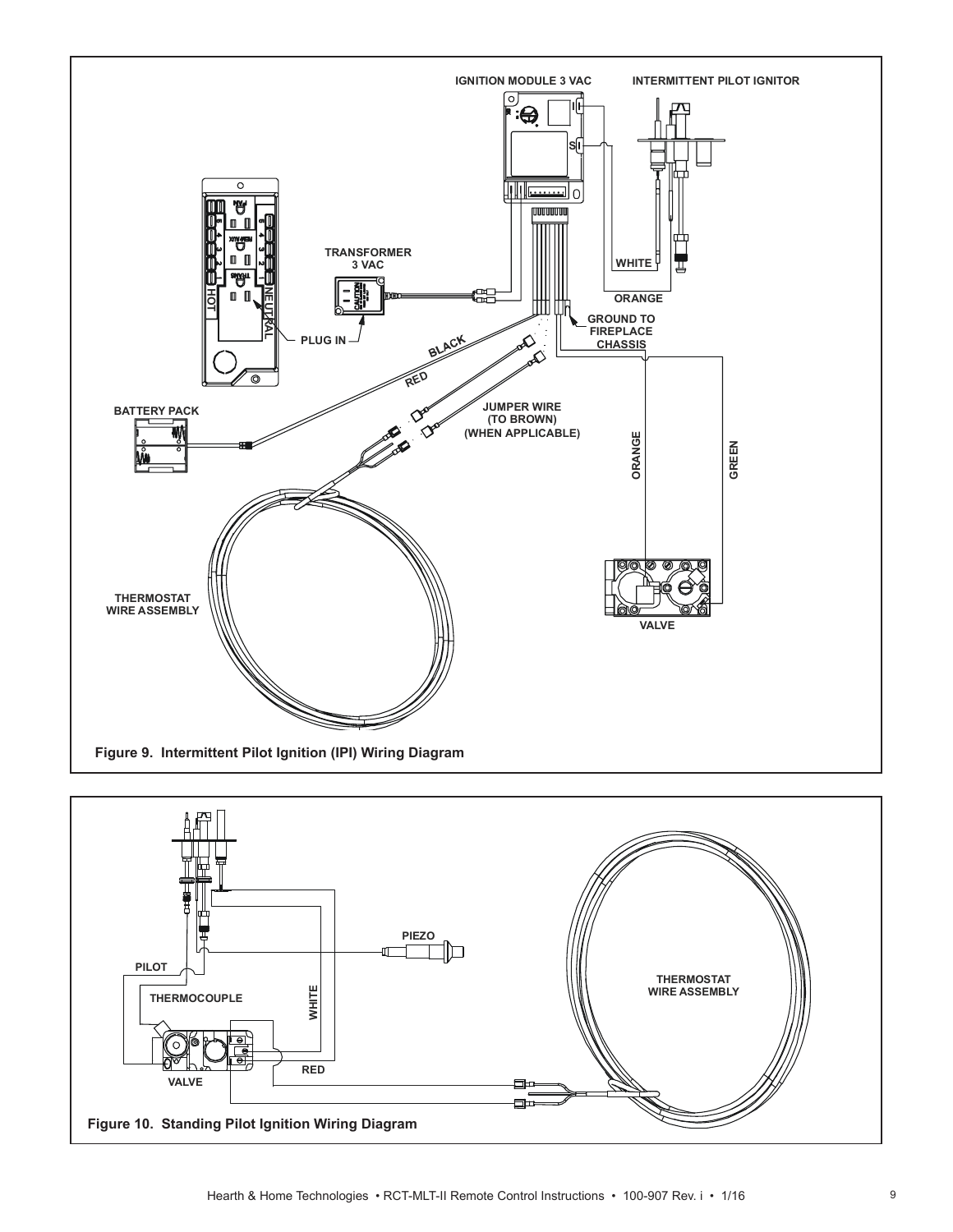IGNITION MODULE 3 VAC

INTERMITTENT PILOT IGNITOR

TRANSFORMER 3 VAC

WHITE

ORANGE

GROUND TO FIREPLACE CHASSIS

PLUG IN

BLACK

RED

BATTERY PACK

JUMPER WIRE (TO BROWN) (WHEN APPLICABLE)

ORANGE

GREEN

THERMOSTAT WIRE ASSEMBLY

VALVE

**Figure 9. Intermittent Pilot Ignition (IPI) Wiring Diagram**

PIEZO

PILOT

THERMOCOUPLE

WHITE

THERMOSTAT WIRE ASSEMBLY

RED

VALVE

**Figure 10. Standing Pilot Ignition Wiring Diagram**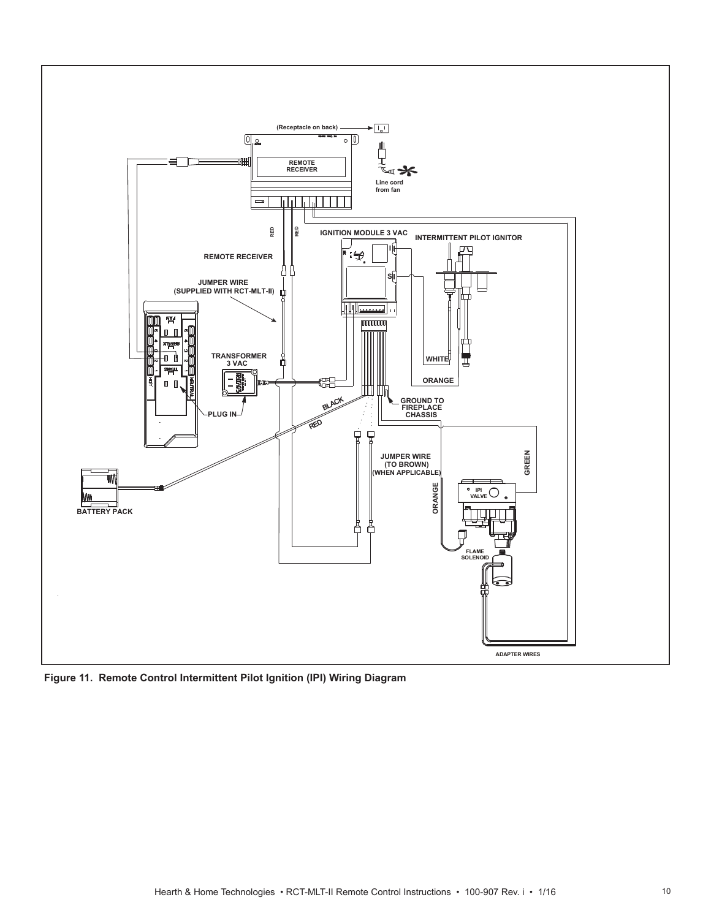**Figure 11. Remote Control Intermittent Pilot Ignition (IPI) Wiring Diagram**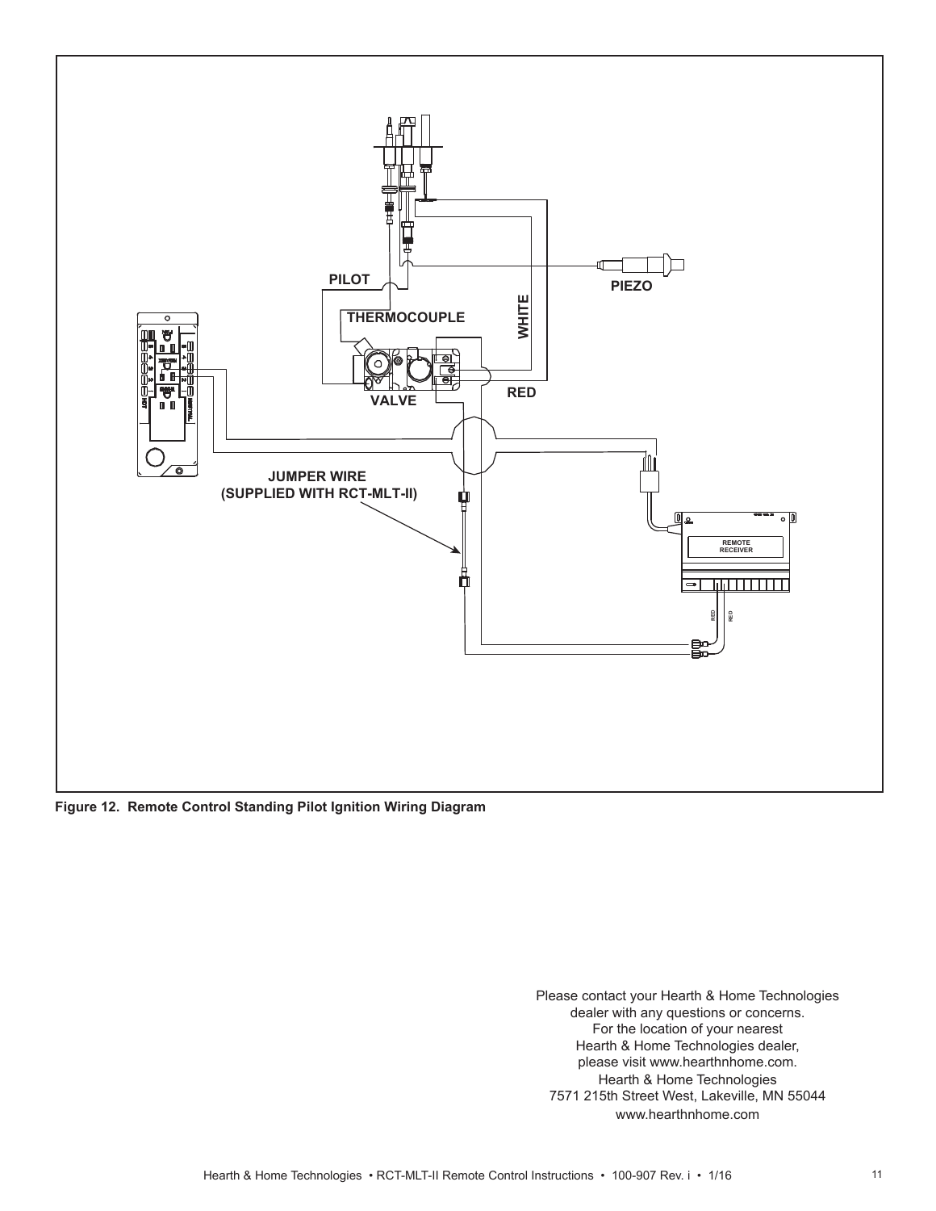PILOT

PIEZO

THERMOCOUPLE

WHITE

VALVE

RED

JUMPER WIRE
(SUPPLIED WITH RCT-MLT-II)

REMOTE
RECEIVER

RED

RED

**Figure 12. Remote Control Standing Pilot Ignition Wiring Diagram**

Please contact your Hearth & Home Technologies
dealer with any questions or concerns.
For the location of your nearest
Hearth & Home Technologies dealer,
please visit www.hearthnhome.com.
Hearth & Home Technologies
7571 215th Street West, Lakeville, MN 55044
www.hearthnhome.com